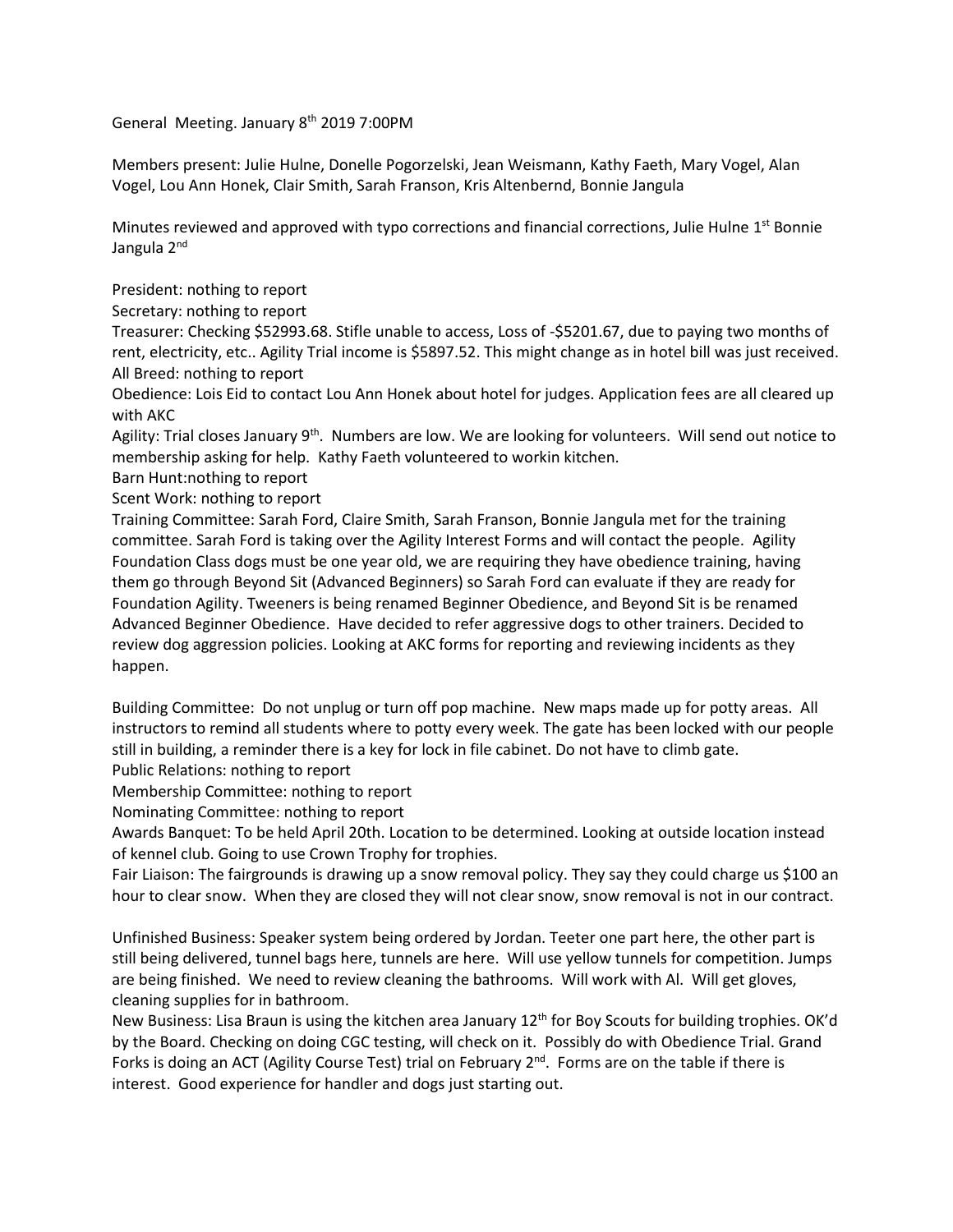General Meeting. January 8th 2019 7:00PM

Members present: Julie Hulne, Donelle Pogorzelski, Jean Weismann, Kathy Faeth, Mary Vogel, Alan Vogel, Lou Ann Honek, Clair Smith, Sarah Franson, Kris Altenbernd, Bonnie Jangula

Minutes reviewed and approved with typo corrections and financial corrections, Julie Hulne 1st Bonnie Jangula 2nd

President: nothing to report
Secretary: nothing to report
Treasurer: Checking $52993.68. Stifle unable to access, Loss of -$5201.67, due to paying two months of rent, electricity, etc.. Agility Trial income is $5897.52. This might change as in hotel bill was just received.
All Breed: nothing to report
Obedience: Lois Eid to contact Lou Ann Honek about hotel for judges. Application fees are all cleared up with AKC
Agility: Trial closes January 9th. Numbers are low. We are looking for volunteers. Will send out notice to membership asking for help. Kathy Faeth volunteered to workin kitchen.
Barn Hunt:nothing to report
Scent Work: nothing to report
Training Committee: Sarah Ford, Claire Smith, Sarah Franson, Bonnie Jangula met for the training committee. Sarah Ford is taking over the Agility Interest Forms and will contact the people. Agility Foundation Class dogs must be one year old, we are requiring they have obedience training, having them go through Beyond Sit (Advanced Beginners) so Sarah Ford can evaluate if they are ready for Foundation Agility. Tweeners is being renamed Beginner Obedience, and Beyond Sit is be renamed Advanced Beginner Obedience. Have decided to refer aggressive dogs to other trainers. Decided to review dog aggression policies. Looking at AKC forms for reporting and reviewing incidents as they happen.

Building Committee: Do not unplug or turn off pop machine. New maps made up for potty areas. All instructors to remind all students where to potty every week. The gate has been locked with our people still in building, a reminder there is a key for lock in file cabinet. Do not have to climb gate.
Public Relations: nothing to report
Membership Committee: nothing to report
Nominating Committee: nothing to report
Awards Banquet: To be held April 20th. Location to be determined. Looking at outside location instead of kennel club. Going to use Crown Trophy for trophies.
Fair Liaison: The fairgrounds is drawing up a snow removal policy. They say they could charge us $100 an hour to clear snow. When they are closed they will not clear snow, snow removal is not in our contract.

Unfinished Business: Speaker system being ordered by Jordan. Teeter one part here, the other part is still being delivered, tunnel bags here, tunnels are here. Will use yellow tunnels for competition. Jumps are being finished. We need to review cleaning the bathrooms. Will work with Al. Will get gloves, cleaning supplies for in bathroom.
New Business: Lisa Braun is using the kitchen area January 12th for Boy Scouts for building trophies. OK'd by the Board. Checking on doing CGC testing, will check on it. Possibly do with Obedience Trial. Grand Forks is doing an ACT (Agility Course Test) trial on February 2nd. Forms are on the table if there is interest. Good experience for handler and dogs just starting out.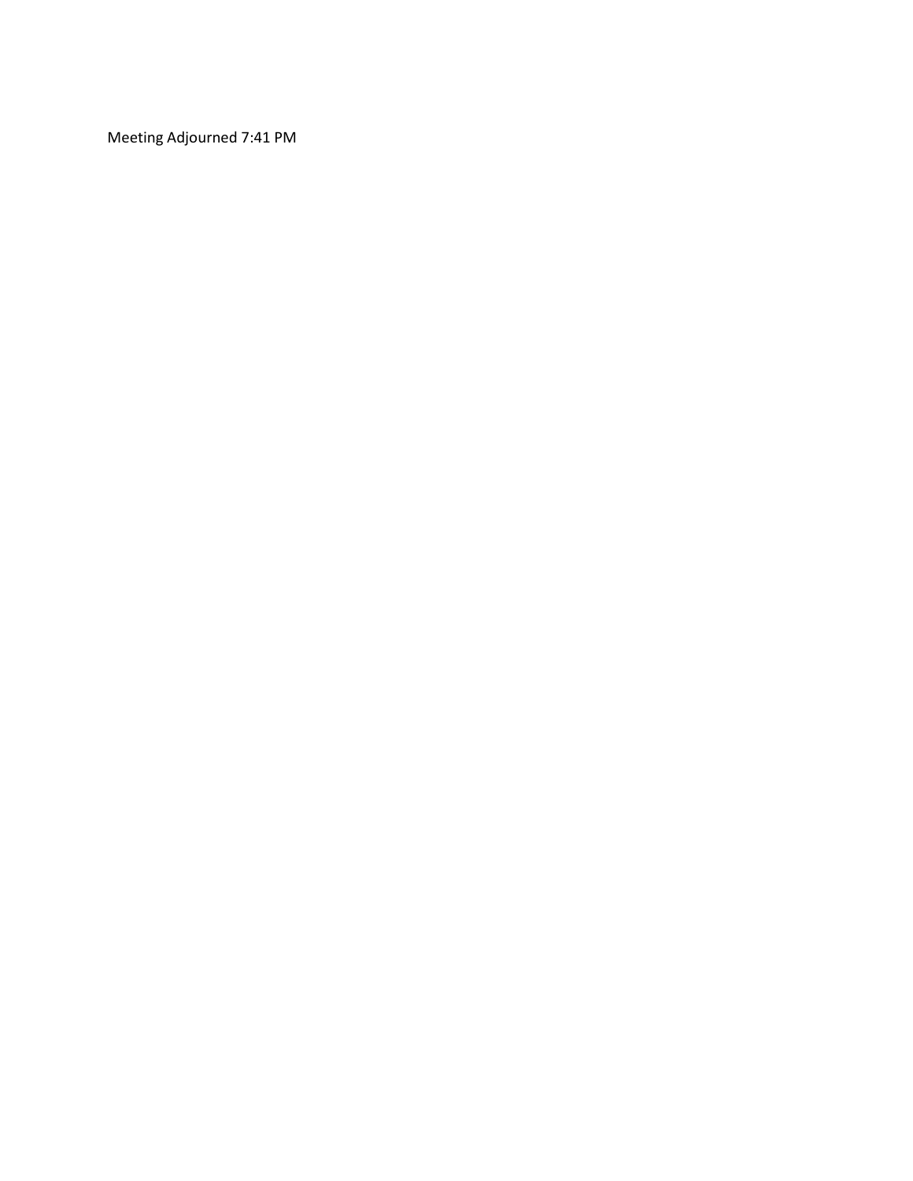Meeting Adjourned 7:41 PM